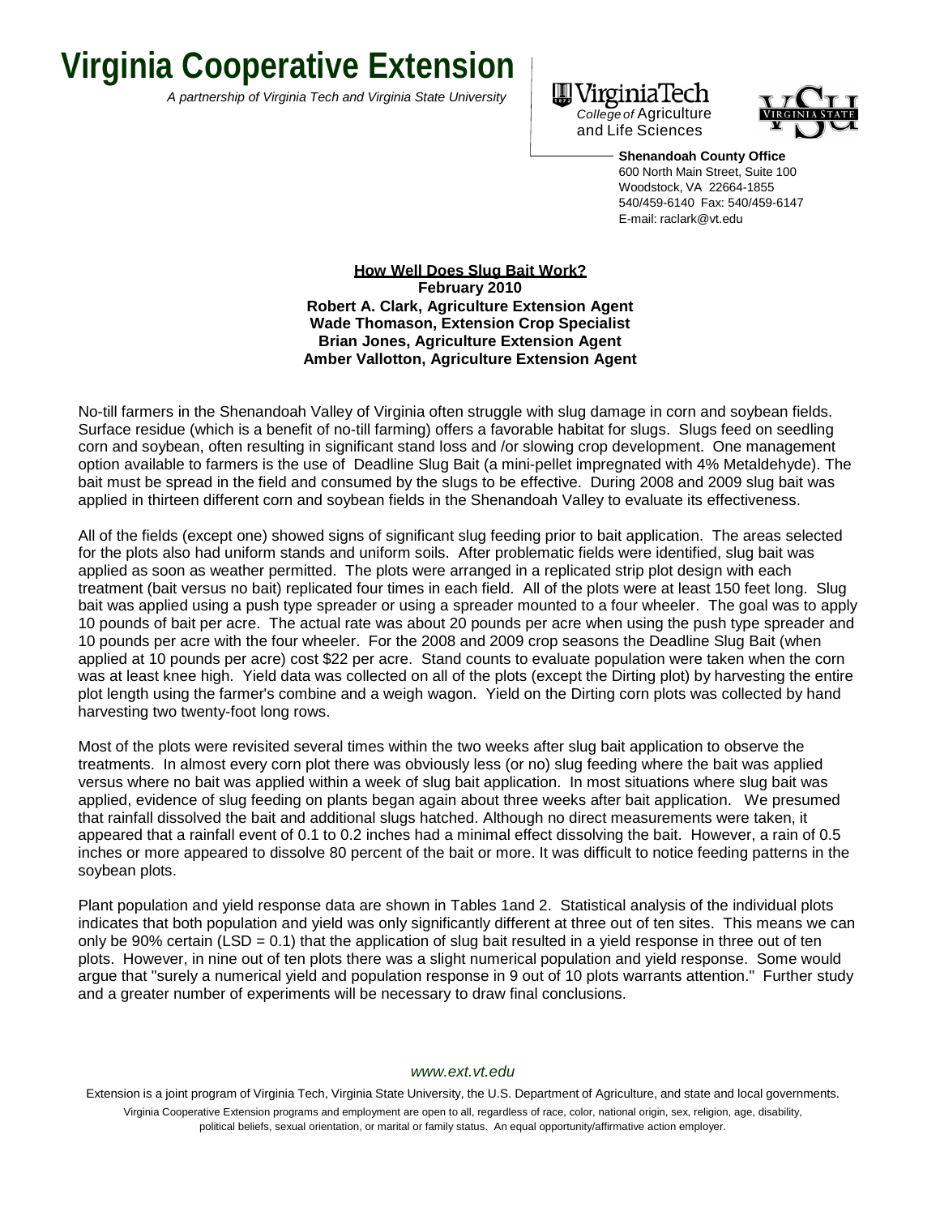# Virginia Cooperative Extension

*A partnership of Virginia Tech and Virginia State University*

Virginia Tech College of Agriculture and Life Sciences

**Shenandoah County Office**
600 North Main Street, Suite 100
Woodstock, VA 22664-1855
540/459-6140 Fax: 540/459-6147
E-mail: raclark@vt.edu

## How Well Does Slug Bait Work?

**February 2010**
**Robert A. Clark, Agriculture Extension Agent**
**Wade Thomason, Extension Crop Specialist**
**Brian Jones, Agriculture Extension Agent**
**Amber Vallotton, Agriculture Extension Agent**

No-till farmers in the Shenandoah Valley of Virginia often struggle with slug damage in corn and soybean fields. Surface residue (which is a benefit of no-till farming) offers a favorable habitat for slugs. Slugs feed on seedling corn and soybean, often resulting in significant stand loss and /or slowing crop development. One management option available to farmers is the use of Deadline Slug Bait (a mini-pellet impregnated with 4% Metaldehyde). The bait must be spread in the field and consumed by the slugs to be effective. During 2008 and 2009 slug bait was applied in thirteen different corn and soybean fields in the Shenandoah Valley to evaluate its effectiveness.

All of the fields (except one) showed signs of significant slug feeding prior to bait application. The areas selected for the plots also had uniform stands and uniform soils. After problematic fields were identified, slug bait was applied as soon as weather permitted. The plots were arranged in a replicated strip plot design with each treatment (bait versus no bait) replicated four times in each field. All of the plots were at least 150 feet long. Slug bait was applied using a push type spreader or using a spreader mounted to a four wheeler. The goal was to apply 10 pounds of bait per acre. The actual rate was about 20 pounds per acre when using the push type spreader and 10 pounds per acre with the four wheeler. For the 2008 and 2009 crop seasons the Deadline Slug Bait (when applied at 10 pounds per acre) cost $22 per acre. Stand counts to evaluate population were taken when the corn was at least knee high. Yield data was collected on all of the plots (except the Dirting plot) by harvesting the entire plot length using the farmer's combine and a weigh wagon. Yield on the Dirting corn plots was collected by hand harvesting two twenty-foot long rows.

Most of the plots were revisited several times within the two weeks after slug bait application to observe the treatments. In almost every corn plot there was obviously less (or no) slug feeding where the bait was applied versus where no bait was applied within a week of slug bait application. In most situations where slug bait was applied, evidence of slug feeding on plants began again about three weeks after bait application. We presumed that rainfall dissolved the bait and additional slugs hatched. Although no direct measurements were taken, it appeared that a rainfall event of 0.1 to 0.2 inches had a minimal effect dissolving the bait. However, a rain of 0.5 inches or more appeared to dissolve 80 percent of the bait or more. It was difficult to notice feeding patterns in the soybean plots.

Plant population and yield response data are shown in Tables 1and 2. Statistical analysis of the individual plots indicates that both population and yield was only significantly different at three out of ten sites. This means we can only be 90% certain (LSD = 0.1) that the application of slug bait resulted in a yield response in three out of ten plots. However, in nine out of ten plots there was a slight numerical population and yield response. Some would argue that "surely a numerical yield and population response in 9 out of 10 plots warrants attention." Further study and a greater number of experiments will be necessary to draw final conclusions.

*www.ext.vt.edu*

Extension is a joint program of Virginia Tech, Virginia State University, the U.S. Department of Agriculture, and state and local governments.

Virginia Cooperative Extension programs and employment are open to all, regardless of race, color, national origin, sex, religion, age, disability, political beliefs, sexual orientation, or marital or family status. An equal opportunity/affirmative action employer.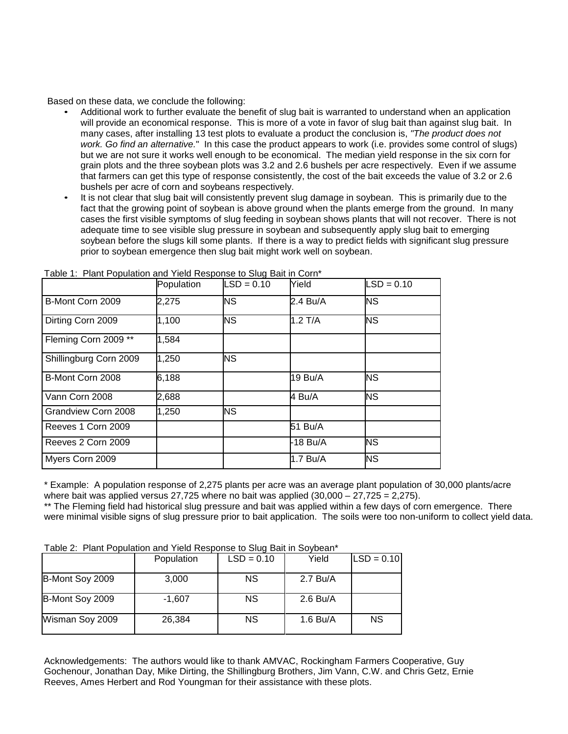Based on these data, we conclude the following:

- Additional work to further evaluate the benefit of slug bait is warranted to understand when an application will provide an economical response. This is more of a vote in favor of slug bait than against slug bait. In many cases, after installing 13 test plots to evaluate a product the conclusion is, *"The product does not work. Go find an alternative."* In this case the product appears to work (i.e. provides some control of slugs) but we are not sure it works well enough to be economical. The median yield response in the six corn for grain plots and the three soybean plots was 3.2 and 2.6 bushels per acre respectively. Even if we assume that farmers can get this type of response consistently, the cost of the bait exceeds the value of 3.2 or 2.6 bushels per acre of corn and soybeans respectively.
- It is not clear that slug bait will consistently prevent slug damage in soybean. This is primarily due to the fact that the growing point of soybean is above ground when the plants emerge from the ground. In many cases the first visible symptoms of slug feeding in soybean shows plants that will not recover. There is not adequate time to see visible slug pressure in soybean and subsequently apply slug bait to emerging soybean before the slugs kill some plants. If there is a way to predict fields with significant slug pressure prior to soybean emergence then slug bait might work well on soybean.

Table 1: Plant Population and Yield Response to Slug Bait in Corn*

| | Population | LSD = 0.10 | Yield | LSD = 0.10 |
|---|---|---|---|---|
| B-Mont Corn 2009 | 2,275 | NS | 2.4 Bu/A | NS |
| Dirting Corn 2009 | 1,100 | NS | 1.2 T/A | NS |
| Fleming Corn 2009 ** | 1,584 | | | |
| Shillingburg Corn 2009 | 1,250 | NS | | |
| B-Mont Corn 2008 | 6,188 | | 19 Bu/A | NS |
| Vann Corn 2008 | 2,688 | | 4 Bu/A | NS |
| Grandview Corn 2008 | 1,250 | NS | | |
| Reeves 1 Corn 2009 | | | 51 Bu/A | |
| Reeves 2 Corn 2009 | | | -18 Bu/A | NS |
| Myers Corn 2009 | | | 1.7 Bu/A | NS |

* Example: A population response of 2,275 plants per acre was an average plant population of 30,000 plants/acre where bait was applied versus 27,725 where no bait was applied (30,000 – 27,725 = 2,275).

** The Fleming field had historical slug pressure and bait was applied within a few days of corn emergence. There were minimal visible signs of slug pressure prior to bait application. The soils were too non-uniform to collect yield data.

Table 2: Plant Population and Yield Response to Slug Bait in Soybean*

| | Population | LSD = 0.10 | Yield | LSD = 0.10 |
|---|---|---|---|---|
| B-Mont Soy 2009 | 3,000 | NS | 2.7 Bu/A | |
| B-Mont Soy 2009 | -1,607 | NS | 2.6 Bu/A | |
| Wisman Soy 2009 | 26,384 | NS | 1.6 Bu/A | NS |

Acknowledgements: The authors would like to thank AMVAC, Rockingham Farmers Cooperative, Guy Gochenour, Jonathan Day, Mike Dirting, the Shillingburg Brothers, Jim Vann, C.W. and Chris Getz, Ernie Reeves, Ames Herbert and Rod Youngman for their assistance with these plots.